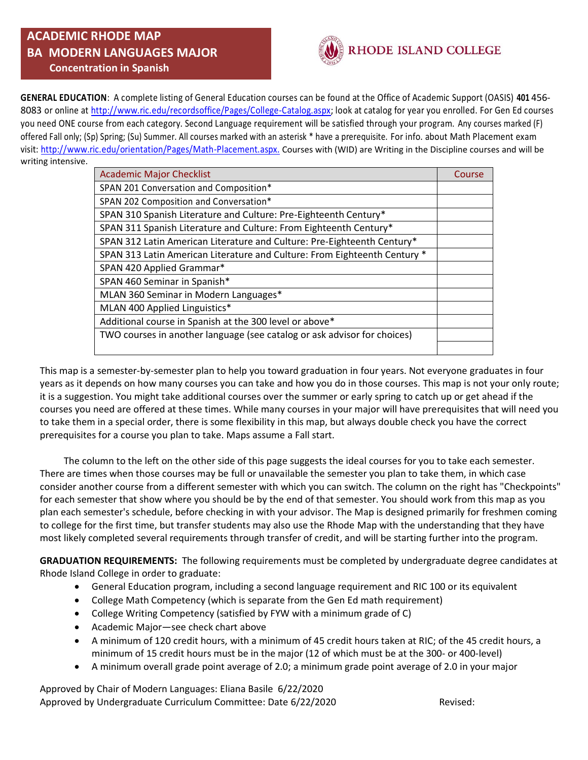# ACADEMIC RHODE MAP

## BA MODERN LANGUAGES MAJOR

### Concentration in Spanish

RHODE ISLAND COLLEGE

**GENERAL EDUCATION**: A complete listing of General Education courses can be found at the Office of Academic Support (OASIS) **401** 456-8083 or online at http://www.ric.edu/recordsoffice/Pages/College-Catalog.aspx; look at catalog for year you enrolled. For Gen Ed courses you need ONE course from each category. Second Language requirement will be satisfied through your program. Any courses marked (F) offered Fall only; (Sp) Spring; (Su) Summer. All courses marked with an asterisk * have a prerequisite. For info. about Math Placement exam visit: http://www.ric.edu/orientation/Pages/Math-Placement.aspx. Courses with (WID) are Writing in the Discipline courses and will be writing intensive.

| Academic Major Checklist | Course |
|---|---|
| SPAN 201 Conversation and Composition* | |
| SPAN 202 Composition and Conversation* | |
| SPAN 310 Spanish Literature and Culture: Pre-Eighteenth Century* | |
| SPAN 311 Spanish Literature and Culture: From Eighteenth Century* | |
| SPAN 312 Latin American Literature and Culture: Pre-Eighteenth Century* | |
| SPAN 313 Latin American Literature and Culture: From Eighteenth Century * | |
| SPAN 420 Applied Grammar* | |
| SPAN 460 Seminar in Spanish* | |
| MLAN 360 Seminar in Modern Languages* | |
| MLAN 400 Applied Linguistics* | |
| Additional course in Spanish at the 300 level or above* | |
| TWO courses in another language (see catalog or ask advisor for choices) | |
| | |

This map is a semester-by-semester plan to help you toward graduation in four years. Not everyone graduates in four years as it depends on how many courses you can take and how you do in those courses. This map is not your only route; it is a suggestion. You might take additional courses over the summer or early spring to catch up or get ahead if the courses you need are offered at these times. While many courses in your major will have prerequisites that will need you to take them in a special order, there is some flexibility in this map, but always double check you have the correct prerequisites for a course you plan to take. Maps assume a Fall start.

The column to the left on the other side of this page suggests the ideal courses for you to take each semester. There are times when those courses may be full or unavailable the semester you plan to take them, in which case consider another course from a different semester with which you can switch. The column on the right has "Checkpoints" for each semester that show where you should be by the end of that semester. You should work from this map as you plan each semester's schedule, before checking in with your advisor. The Map is designed primarily for freshmen coming to college for the first time, but transfer students may also use the Rhode Map with the understanding that they have most likely completed several requirements through transfer of credit, and will be starting further into the program.

**GRADUATION REQUIREMENTS:** The following requirements must be completed by undergraduate degree candidates at Rhode Island College in order to graduate:

- General Education program, including a second language requirement and RIC 100 or its equivalent
- College Math Competency (which is separate from the Gen Ed math requirement)
- College Writing Competency (satisfied by FYW with a minimum grade of C)
- Academic Major—see check chart above
- A minimum of 120 credit hours, with a minimum of 45 credit hours taken at RIC; of the 45 credit hours, a minimum of 15 credit hours must be in the major (12 of which must be at the 300- or 400-level)
- A minimum overall grade point average of 2.0; a minimum grade point average of 2.0 in your major

Approved by Chair of Modern Languages: Eliana Basile 6/22/2020
Approved by Undergraduate Curriculum Committee: Date 6/22/2020 Revised: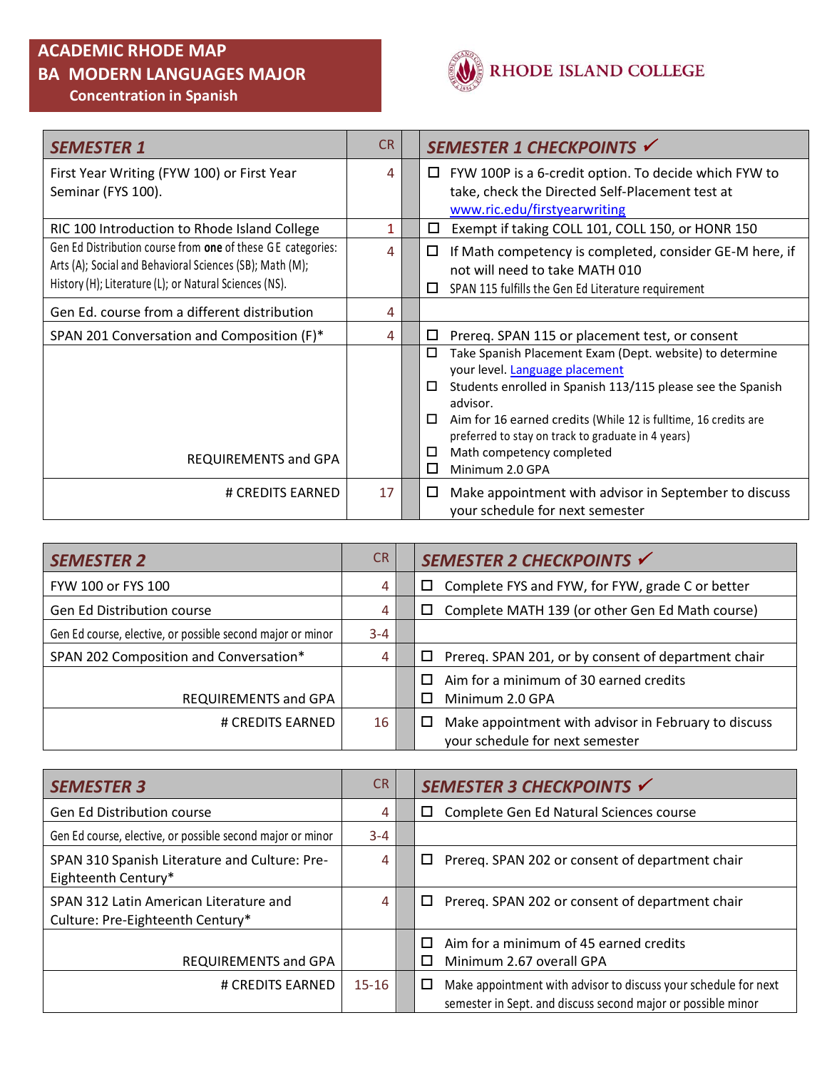# ACADEMIC RHODE MAP
## BA MODERN LANGUAGES MAJOR
### Concentration in Spanish

RHODE ISLAND COLLEGE

| *SEMESTER 1* | CR | *SEMESTER 1 CHECKPOINTS* ✓ |
|---|---|---|
| First Year Writing (FYW 100) or First Year Seminar (FYS 100). | 4 | ☐ FYW 100P is a 6-credit option. To decide which FYW to take, check the Directed Self-Placement test at www.ric.edu/firstyearwriting |
| RIC 100 Introduction to Rhode Island College | 1 | ☐ Exempt if taking COLL 101, COLL 150, or HONR 150 |
| Gen Ed Distribution course from **one** of these GE categories: Arts (A); Social and Behavioral Sciences (SB); Math (M); History (H); Literature (L); or Natural Sciences (NS). | 4 | ☐ If Math competency is completed, consider GE-M here, if not will need to take MATH 010<br>☐ SPAN 115 fulfills the Gen Ed Literature requirement |
| Gen Ed. course from a different distribution | 4 | |
| SPAN 201 Conversation and Composition (F)* | 4 | ☐ Prereq. SPAN 115 or placement test, or consent |
| REQUIREMENTS and GPA | | ☐ Take Spanish Placement Exam (Dept. website) to determine your level. Language placement<br>☐ Students enrolled in Spanish 113/115 please see the Spanish advisor.<br>☐ Aim for 16 earned credits (While 12 is fulltime, 16 credits are preferred to stay on track to graduate in 4 years)<br>☐ Math competency completed<br>☐ Minimum 2.0 GPA |
| # CREDITS EARNED | 17 | ☐ Make appointment with advisor in September to discuss your schedule for next semester |

| *SEMESTER 2* | CR | *SEMESTER 2 CHECKPOINTS* ✓ |
|---|---|---|
| FYW 100 or FYS 100 | 4 | ☐ Complete FYS and FYW, for FYW, grade C or better |
| Gen Ed Distribution course | 4 | ☐ Complete MATH 139 (or other Gen Ed Math course) |
| Gen Ed course, elective, or possible second major or minor | 3-4 | |
| SPAN 202 Composition and Conversation* | 4 | ☐ Prereq. SPAN 201, or by consent of department chair |
| REQUIREMENTS and GPA | | ☐ Aim for a minimum of 30 earned credits<br>☐ Minimum 2.0 GPA |
| # CREDITS EARNED | 16 | ☐ Make appointment with advisor in February to discuss your schedule for next semester |

| *SEMESTER 3* | CR | *SEMESTER 3 CHECKPOINTS* ✓ |
|---|---|---|
| Gen Ed Distribution course | 4 | ☐ Complete Gen Ed Natural Sciences course |
| Gen Ed course, elective, or possible second major or minor | 3-4 | |
| SPAN 310 Spanish Literature and Culture: Pre-Eighteenth Century* | 4 | ☐ Prereq. SPAN 202 or consent of department chair |
| SPAN 312 Latin American Literature and Culture: Pre-Eighteenth Century* | 4 | ☐ Prereq. SPAN 202 or consent of department chair |
| REQUIREMENTS and GPA | | ☐ Aim for a minimum of 45 earned credits<br>☐ Minimum 2.67 overall GPA |
| # CREDITS EARNED | 15-16 | ☐ Make appointment with advisor to discuss your schedule for next semester in Sept. and discuss second major or possible minor |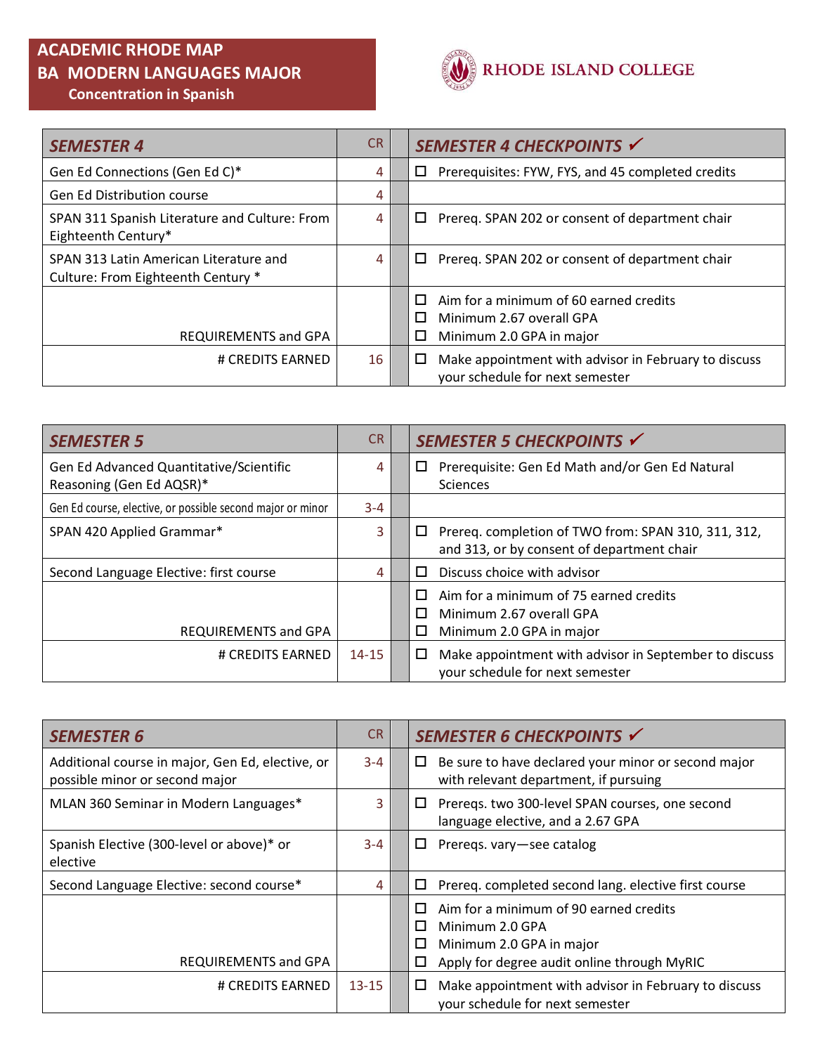# ACADEMIC RHODE MAP
## BA MODERN LANGUAGES MAJOR
### Concentration in Spanish

RHODE ISLAND COLLEGE

| *SEMESTER 4* | CR | | *SEMESTER 4 CHECKPOINTS* ✓ |
|---|---|---|---|
| Gen Ed Connections (Gen Ed C)* | 4 | | ☐ Prerequisites: FYW, FYS, and 45 completed credits |
| Gen Ed Distribution course | 4 | | |
| SPAN 311 Spanish Literature and Culture: From Eighteenth Century* | 4 | | ☐ Prereq. SPAN 202 or consent of department chair |
| SPAN 313 Latin American Literature and Culture: From Eighteenth Century * | 4 | | ☐ Prereq. SPAN 202 or consent of department chair |
| REQUIREMENTS and GPA | | | ☐ Aim for a minimum of 60 earned credits<br>☐ Minimum 2.67 overall GPA<br>☐ Minimum 2.0 GPA in major |
| # CREDITS EARNED | 16 | | ☐ Make appointment with advisor in February to discuss your schedule for next semester |

| *SEMESTER 5* | CR | | *SEMESTER 5 CHECKPOINTS* ✓ |
|---|---|---|---|
| Gen Ed Advanced Quantitative/Scientific Reasoning (Gen Ed AQSR)* | 4 | | ☐ Prerequisite: Gen Ed Math and/or Gen Ed Natural Sciences |
| Gen Ed course, elective, or possible second major or minor | 3-4 | | |
| SPAN 420 Applied Grammar* | 3 | | ☐ Prereq. completion of TWO from: SPAN 310, 311, 312, and 313, or by consent of department chair |
| Second Language Elective: first course | 4 | | ☐ Discuss choice with advisor |
| REQUIREMENTS and GPA | | | ☐ Aim for a minimum of 75 earned credits<br>☐ Minimum 2.67 overall GPA<br>☐ Minimum 2.0 GPA in major |
| # CREDITS EARNED | 14-15 | | ☐ Make appointment with advisor in September to discuss your schedule for next semester |

| *SEMESTER 6* | CR | | *SEMESTER 6 CHECKPOINTS* ✓ |
|---|---|---|---|
| Additional course in major, Gen Ed, elective, or possible minor or second major | 3-4 | | ☐ Be sure to have declared your minor or second major with relevant department, if pursuing |
| MLAN 360 Seminar in Modern Languages* | 3 | | ☐ Prereqs. two 300-level SPAN courses, one second language elective, and a 2.67 GPA |
| Spanish Elective (300-level or above)* or elective | 3-4 | | ☐ Prereqs. vary—see catalog |
| Second Language Elective: second course* | 4 | | ☐ Prereq. completed second lang. elective first course |
| REQUIREMENTS and GPA | | | ☐ Aim for a minimum of 90 earned credits<br>☐ Minimum 2.0 GPA<br>☐ Minimum 2.0 GPA in major<br>☐ Apply for degree audit online through MyRIC |
| # CREDITS EARNED | 13-15 | | ☐ Make appointment with advisor in February to discuss your schedule for next semester |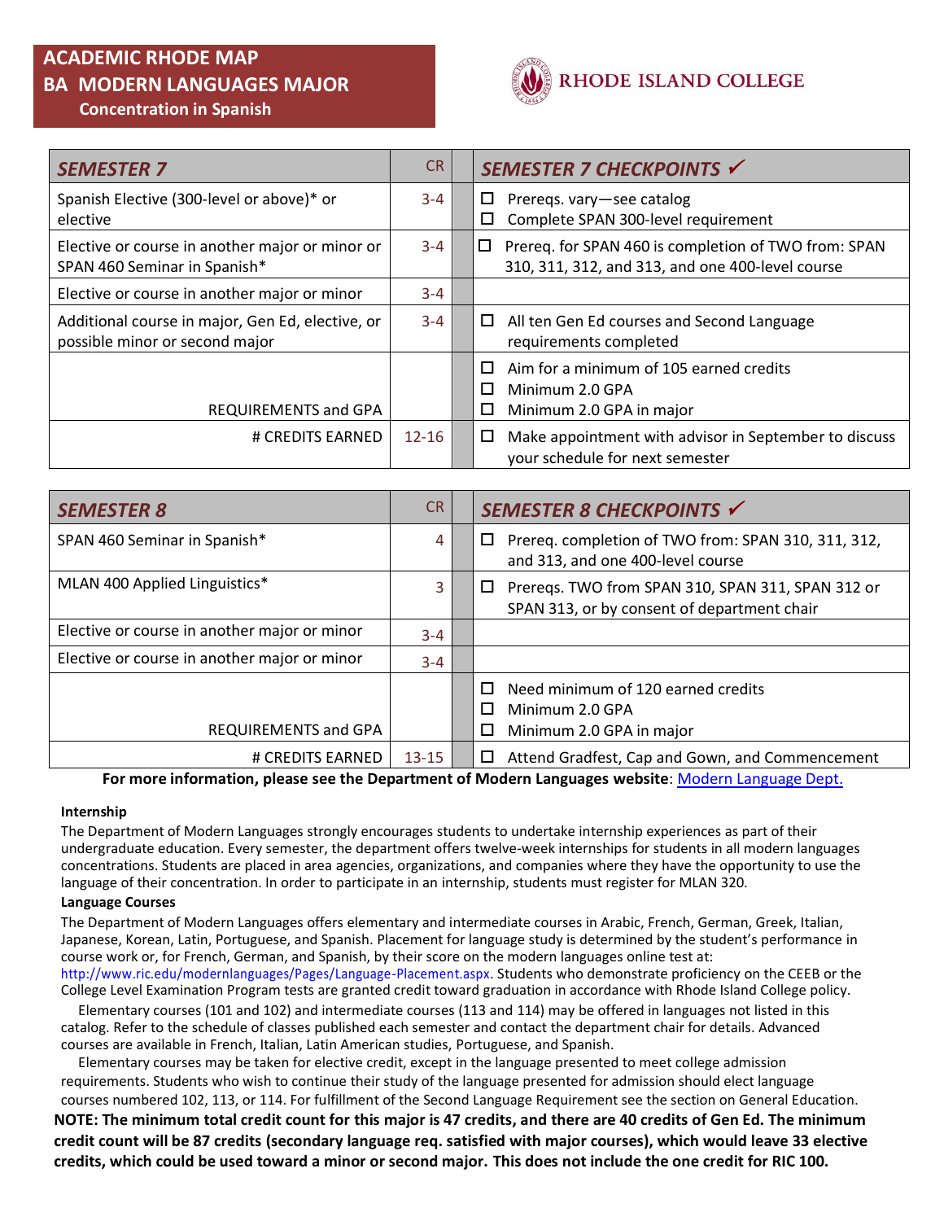# ACADEMIC RHODE MAP
## BA MODERN LANGUAGES MAJOR
### Concentration in Spanish

RHODE ISLAND COLLEGE

| SEMESTER 7 | CR | | SEMESTER 7 CHECKPOINTS ✓ |
|---|---|---|---|
| Spanish Elective (300-level or above)* or elective | 3-4 | | ☐ Prereqs. vary—see catalog<br>☐ Complete SPAN 300-level requirement |
| Elective or course in another major or minor or SPAN 460 Seminar in Spanish* | 3-4 | | ☐ Prereq. for SPAN 460 is completion of TWO from: SPAN 310, 311, 312, and 313, and one 400-level course |
| Elective or course in another major or minor | 3-4 | | |
| Additional course in major, Gen Ed, elective, or possible minor or second major | 3-4 | | ☐ All ten Gen Ed courses and Second Language requirements completed |
| REQUIREMENTS and GPA | | | ☐ Aim for a minimum of 105 earned credits<br>☐ Minimum 2.0 GPA<br>☐ Minimum 2.0 GPA in major |
| # CREDITS EARNED | 12-16 | | ☐ Make appointment with advisor in September to discuss your schedule for next semester |

| SEMESTER 8 | CR | | SEMESTER 8 CHECKPOINTS ✓ |
|---|---|---|---|
| SPAN 460 Seminar in Spanish* | 4 | | ☐ Prereq. completion of TWO from: SPAN 310, 311, 312, and 313, and one 400-level course |
| MLAN 400 Applied Linguistics* | 3 | | ☐ Prereqs. TWO from SPAN 310, SPAN 311, SPAN 312 or SPAN 313, or by consent of department chair |
| Elective or course in another major or minor | 3-4 | | |
| Elective or course in another major or minor | 3-4 | | |
| REQUIREMENTS and GPA | | | ☐ Need minimum of 120 earned credits<br>☐ Minimum 2.0 GPA<br>☐ Minimum 2.0 GPA in major |
| # CREDITS EARNED | 13-15 | | ☐ Attend Gradfest, Cap and Gown, and Commencement |

**For more information, please see the Department of Modern Languages website**: [Modern Language Dept.](Modern Language Dept.)

**Internship**

The Department of Modern Languages strongly encourages students to undertake internship experiences as part of their undergraduate education. Every semester, the department offers twelve-week internships for students in all modern languages concentrations. Students are placed in area agencies, organizations, and companies where they have the opportunity to use the language of their concentration. In order to participate in an internship, students must register for MLAN 320.

**Language Courses**

The Department of Modern Languages offers elementary and intermediate courses in Arabic, French, German, Greek, Italian, Japanese, Korean, Latin, Portuguese, and Spanish. Placement for language study is determined by the student's performance in course work or, for French, German, and Spanish, by their score on the modern languages online test at: http://www.ric.edu/modernlanguages/Pages/Language-Placement.aspx. Students who demonstrate proficiency on the CEEB or the College Level Examination Program tests are granted credit toward graduation in accordance with Rhode Island College policy.

Elementary courses (101 and 102) and intermediate courses (113 and 114) may be offered in languages not listed in this catalog. Refer to the schedule of classes published each semester and contact the department chair for details. Advanced courses are available in French, Italian, Latin American studies, Portuguese, and Spanish.

Elementary courses may be taken for elective credit, except in the language presented to meet college admission requirements. Students who wish to continue their study of the language presented for admission should elect language courses numbered 102, 113, or 114. For fulfillment of the Second Language Requirement see the section on General Education.

**NOTE: The minimum total credit count for this major is 47 credits, and there are 40 credits of Gen Ed. The minimum credit count will be 87 credits (secondary language req. satisfied with major courses), which would leave 33 elective credits, which could be used toward a minor or second major. This does not include the one credit for RIC 100.**